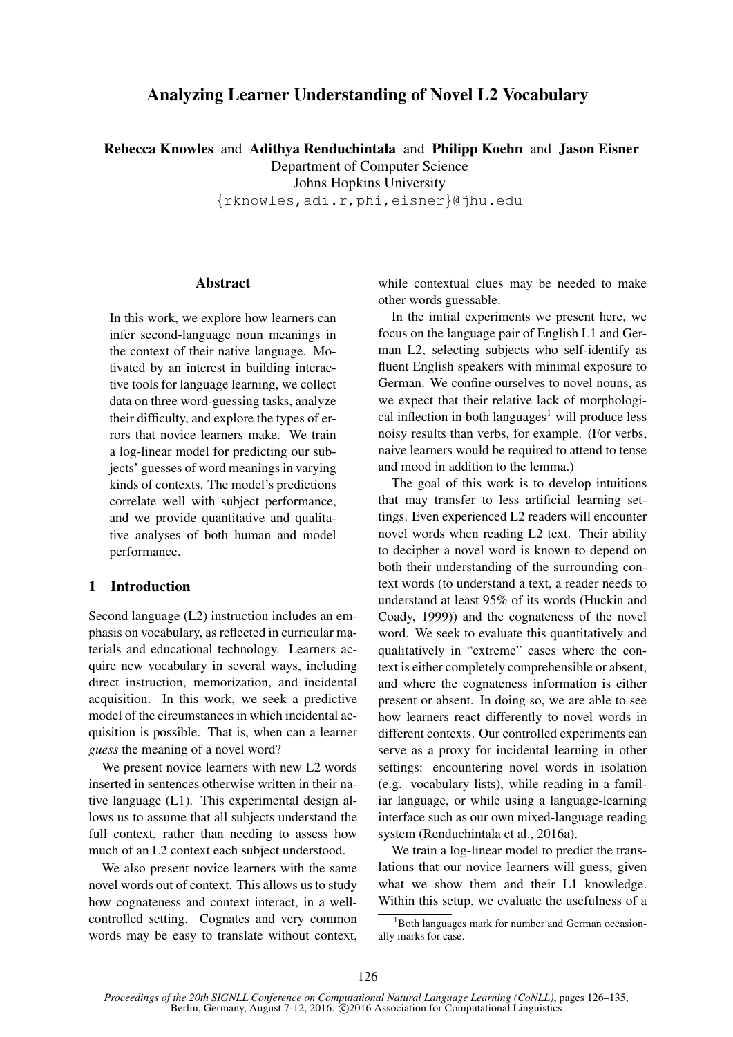# Analyzing Learner Understanding of Novel L2 Vocabulary

**Rebecca Knowles** and **Adithya Renduchintala** and **Philipp Koehn** and **Jason Eisner**
Department of Computer Science
Johns Hopkins University
{rknowles,adi.r,phi,eisner}@jhu.edu

## Abstract

In this work, we explore how learners can infer second-language noun meanings in the context of their native language. Motivated by an interest in building interactive tools for language learning, we collect data on three word-guessing tasks, analyze their difficulty, and explore the types of errors that novice learners make. We train a log-linear model for predicting our subjects' guesses of word meanings in varying kinds of contexts. The model's predictions correlate well with subject performance, and we provide quantitative and qualitative analyses of both human and model performance.

## 1 Introduction

Second language (L2) instruction includes an emphasis on vocabulary, as reflected in curricular materials and educational technology. Learners acquire new vocabulary in several ways, including direct instruction, memorization, and incidental acquisition. In this work, we seek a predictive model of the circumstances in which incidental acquisition is possible. That is, when can a learner *guess* the meaning of a novel word?

We present novice learners with new L2 words inserted in sentences otherwise written in their native language (L1). This experimental design allows us to assume that all subjects understand the full context, rather than needing to assess how much of an L2 context each subject understood.

We also present novice learners with the same novel words out of context. This allows us to study how cognateness and context interact, in a well-controlled setting. Cognates and very common words may be easy to translate without context, while contextual clues may be needed to make other words guessable.

In the initial experiments we present here, we focus on the language pair of English L1 and German L2, selecting subjects who self-identify as fluent English speakers with minimal exposure to German. We confine ourselves to novel nouns, as we expect that their relative lack of morphological inflection in both languages[1] will produce less noisy results than verbs, for example. (For verbs, naive learners would be required to attend to tense and mood in addition to the lemma.)

The goal of this work is to develop intuitions that may transfer to less artificial learning settings. Even experienced L2 readers will encounter novel words when reading L2 text. Their ability to decipher a novel word is known to depend on both their understanding of the surrounding context words (to understand a text, a reader needs to understand at least 95% of its words (Huckin and Coady, 1999)) and the cognateness of the novel word. We seek to evaluate this quantitatively and qualitatively in "extreme" cases where the context is either completely comprehensible or absent, and where the cognateness information is either present or absent. In doing so, we are able to see how learners react differently to novel words in different contexts. Our controlled experiments can serve as a proxy for incidental learning in other settings: encountering novel words in isolation (e.g. vocabulary lists), while reading in a familiar language, or while using a language-learning interface such as our own mixed-language reading system (Renduchintala et al., 2016a).

We train a log-linear model to predict the translations that our novice learners will guess, given what we show them and their L1 knowledge. Within this setup, we evaluate the usefulness of a

[1] Both languages mark for number and German occasionally marks for case.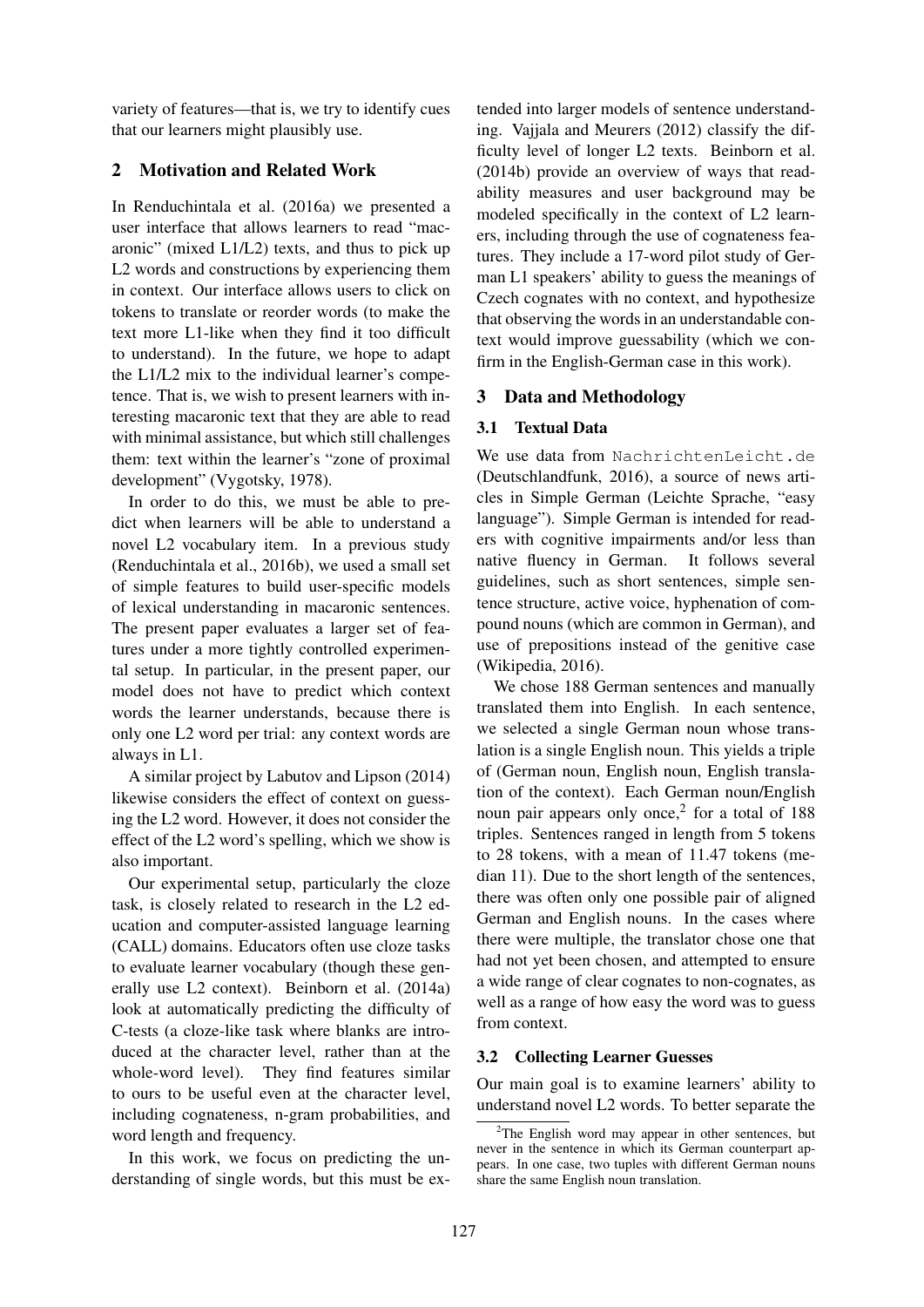variety of features—that is, we try to identify cues that our learners might plausibly use.

## 2 Motivation and Related Work

In Renduchintala et al. (2016a) we presented a user interface that allows learners to read "macaronic" (mixed L1/L2) texts, and thus to pick up L2 words and constructions by experiencing them in context. Our interface allows users to click on tokens to translate or reorder words (to make the text more L1-like when they find it too difficult to understand). In the future, we hope to adapt the L1/L2 mix to the individual learner's competence. That is, we wish to present learners with interesting macaronic text that they are able to read with minimal assistance, but which still challenges them: text within the learner's "zone of proximal development" (Vygotsky, 1978).

In order to do this, we must be able to predict when learners will be able to understand a novel L2 vocabulary item. In a previous study (Renduchintala et al., 2016b), we used a small set of simple features to build user-specific models of lexical understanding in macaronic sentences. The present paper evaluates a larger set of features under a more tightly controlled experimental setup. In particular, in the present paper, our model does not have to predict which context words the learner understands, because there is only one L2 word per trial: any context words are always in L1.

A similar project by Labutov and Lipson (2014) likewise considers the effect of context on guessing the L2 word. However, it does not consider the effect of the L2 word's spelling, which we show is also important.

Our experimental setup, particularly the cloze task, is closely related to research in the L2 education and computer-assisted language learning (CALL) domains. Educators often use cloze tasks to evaluate learner vocabulary (though these generally use L2 context). Beinborn et al. (2014a) look at automatically predicting the difficulty of C-tests (a cloze-like task where blanks are introduced at the character level, rather than at the whole-word level). They find features similar to ours to be useful even at the character level, including cognateness, n-gram probabilities, and word length and frequency.

In this work, we focus on predicting the understanding of single words, but this must be extended into larger models of sentence understanding. Vajjala and Meurers (2012) classify the difficulty level of longer L2 texts. Beinborn et al. (2014b) provide an overview of ways that readability measures and user background may be modeled specifically in the context of L2 learners, including through the use of cognateness features. They include a 17-word pilot study of German L1 speakers' ability to guess the meanings of Czech cognates with no context, and hypothesize that observing the words in an understandable context would improve guessability (which we confirm in the English-German case in this work).

## 3 Data and Methodology

### 3.1 Textual Data

We use data from `NachrichtenLeicht.de` (Deutschlandfunk, 2016), a source of news articles in Simple German (Leichte Sprache, "easy language"). Simple German is intended for readers with cognitive impairments and/or less than native fluency in German. It follows several guidelines, such as short sentences, simple sentence structure, active voice, hyphenation of compound nouns (which are common in German), and use of prepositions instead of the genitive case (Wikipedia, 2016).

We chose 188 German sentences and manually translated them into English. In each sentence, we selected a single German noun whose translation is a single English noun. This yields a triple of (German noun, English noun, English translation of the context). Each German noun/English noun pair appears only once,[2] for a total of 188 triples. Sentences ranged in length from 5 tokens to 28 tokens, with a mean of 11.47 tokens (median 11). Due to the short length of the sentences, there was often only one possible pair of aligned German and English nouns. In the cases where there were multiple, the translator chose one that had not yet been chosen, and attempted to ensure a wide range of clear cognates to non-cognates, as well as a range of how easy the word was to guess from context.

### 3.2 Collecting Learner Guesses

Our main goal is to examine learners' ability to understand novel L2 words. To better separate the

[2] The English word may appear in other sentences, but never in the sentence in which its German counterpart appears. In one case, two tuples with different German nouns share the same English noun translation.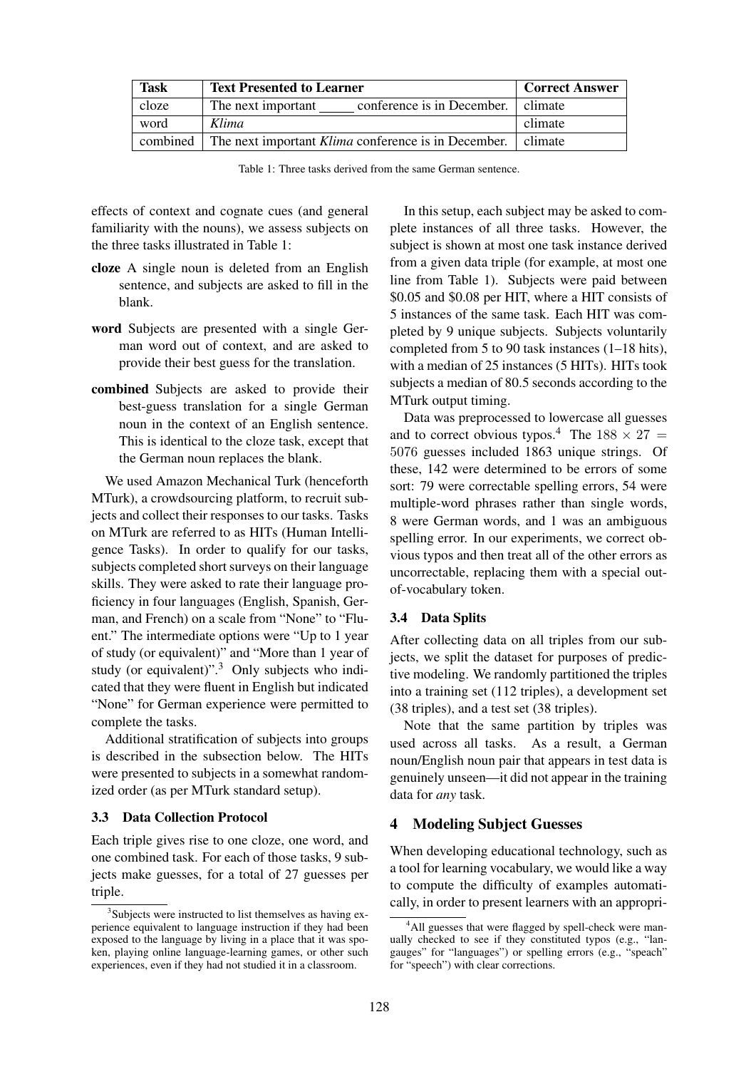| Task | Text Presented to Learner | Correct Answer |
|---|---|---|
| cloze | The next important _____ conference is in December. | climate |
| word | *Klima* | climate |
| combined | The next important *Klima* conference is in December. | climate |

Table 1: Three tasks derived from the same German sentence.

effects of context and cognate cues (and general familiarity with the nouns), we assess subjects on the three tasks illustrated in Table 1:

**cloze** A single noun is deleted from an English sentence, and subjects are asked to fill in the blank.

**word** Subjects are presented with a single German word out of context, and are asked to provide their best guess for the translation.

**combined** Subjects are asked to provide their best-guess translation for a single German noun in the context of an English sentence. This is identical to the cloze task, except that the German noun replaces the blank.

We used Amazon Mechanical Turk (henceforth MTurk), a crowdsourcing platform, to recruit subjects and collect their responses to our tasks. Tasks on MTurk are referred to as HITs (Human Intelligence Tasks). In order to qualify for our tasks, subjects completed short surveys on their language skills. They were asked to rate their language proficiency in four languages (English, Spanish, German, and French) on a scale from "None" to "Fluent." The intermediate options were "Up to 1 year of study (or equivalent)" and "More than 1 year of study (or equivalent)".[3] Only subjects who indicated that they were fluent in English but indicated "None" for German experience were permitted to complete the tasks.

Additional stratification of subjects into groups is described in the subsection below. The HITs were presented to subjects in a somewhat randomized order (as per MTurk standard setup).

### 3.3 Data Collection Protocol

Each triple gives rise to one cloze, one word, and one combined task. For each of those tasks, 9 subjects make guesses, for a total of 27 guesses per triple.

In this setup, each subject may be asked to complete instances of all three tasks. However, the subject is shown at most one task instance derived from a given data triple (for example, at most one line from Table 1). Subjects were paid between \$0.05 and \$0.08 per HIT, where a HIT consists of 5 instances of the same task. Each HIT was completed by 9 unique subjects. Subjects voluntarily completed from 5 to 90 task instances (1–18 hits), with a median of 25 instances (5 HITs). HITs took subjects a median of 80.5 seconds according to the MTurk output timing.

Data was preprocessed to lowercase all guesses and to correct obvious typos.[4] The $188 \times 27 = 5076$ guesses included 1863 unique strings. Of these, 142 were determined to be errors of some sort: 79 were correctable spelling errors, 54 were multiple-word phrases rather than single words, 8 were German words, and 1 was an ambiguous spelling error. In our experiments, we correct obvious typos and then treat all of the other errors as uncorrectable, replacing them with a special out-of-vocabulary token.

### 3.4 Data Splits

After collecting data on all triples from our subjects, we split the dataset for purposes of predictive modeling. We randomly partitioned the triples into a training set (112 triples), a development set (38 triples), and a test set (38 triples).

Note that the same partition by triples was used across all tasks. As a result, a German noun/English noun pair that appears in test data is genuinely unseen—it did not appear in the training data for *any* task.

## 4 Modeling Subject Guesses

When developing educational technology, such as a tool for learning vocabulary, we would like a way to compute the difficulty of examples automatically, in order to present learners with an appropri-

[3] Subjects were instructed to list themselves as having experience equivalent to language instruction if they had been exposed to the language by living in a place that it was spoken, playing online language-learning games, or other such experiences, even if they had not studied it in a classroom.

[4] All guesses that were flagged by spell-check were manually checked to see if they constituted typos (e.g., "langauges" for "languages") or spelling errors (e.g., "speach" for "speech") with clear corrections.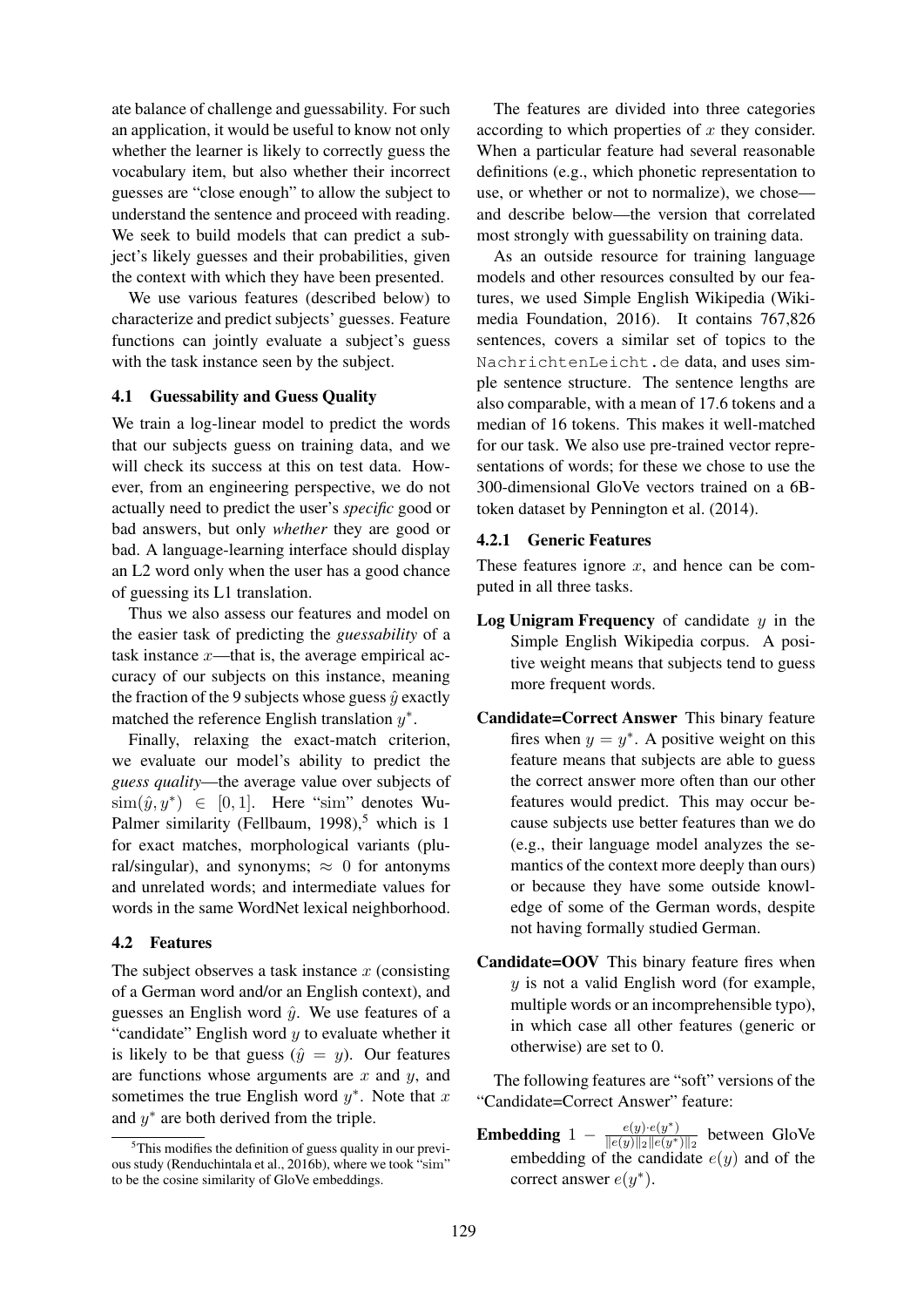ate balance of challenge and guessability. For such an application, it would be useful to know not only whether the learner is likely to correctly guess the vocabulary item, but also whether their incorrect guesses are "close enough" to allow the subject to understand the sentence and proceed with reading. We seek to build models that can predict a subject's likely guesses and their probabilities, given the context with which they have been presented.

We use various features (described below) to characterize and predict subjects' guesses. Feature functions can jointly evaluate a subject's guess with the task instance seen by the subject.

### 4.1 Guessability and Guess Quality

We train a log-linear model to predict the words that our subjects guess on training data, and we will check its success at this on test data. However, from an engineering perspective, we do not actually need to predict the user's *specific* good or bad answers, but only *whether* they are good or bad. A language-learning interface should display an L2 word only when the user has a good chance of guessing its L1 translation.

Thus we also assess our features and model on the easier task of predicting the *guessability* of a task instance $x$—that is, the average empirical accuracy of our subjects on this instance, meaning the fraction of the 9 subjects whose guess $\hat{y}$ exactly matched the reference English translation $y^*$.

Finally, relaxing the exact-match criterion, we evaluate our model's ability to predict the *guess quality*—the average value over subjects of $\text{sim}(\hat{y}, y^*) \in [0, 1]$. Here "sim" denotes Wu-Palmer similarity (Fellbaum, 1998),[5] which is 1 for exact matches, morphological variants (plural/singular), and synonyms; $\approx 0$ for antonyms and unrelated words; and intermediate values for words in the same WordNet lexical neighborhood.

### 4.2 Features

The subject observes a task instance $x$ (consisting of a German word and/or an English context), and guesses an English word $\hat{y}$. We use features of a "candidate" English word $y$ to evaluate whether it is likely to be that guess ($\hat{y} = y$). Our features are functions whose arguments are $x$ and $y$, and sometimes the true English word $y^*$. Note that $x$ and $y^*$ are both derived from the triple.

The features are divided into three categories according to which properties of $x$ they consider. When a particular feature had several reasonable definitions (e.g., which phonetic representation to use, or whether or not to normalize), we chose—and describe below—the version that correlated most strongly with guessability on training data.

As an outside resource for training language models and other resources consulted by our features, we used Simple English Wikipedia (Wikimedia Foundation, 2016). It contains 767,826 sentences, covers a similar set of topics to the NachrichtenLeicht.de data, and uses simple sentence structure. The sentence lengths are also comparable, with a mean of 17.6 tokens and a median of 16 tokens. This makes it well-matched for our task. We also use pre-trained vector representations of words; for these we chose to use the 300-dimensional GloVe vectors trained on a 6B-token dataset by Pennington et al. (2014).

#### 4.2.1 Generic Features

These features ignore $x$, and hence can be computed in all three tasks.

**Log Unigram Frequency** of candidate $y$ in the Simple English Wikipedia corpus. A positive weight means that subjects tend to guess more frequent words.

**Candidate=Correct Answer** This binary feature fires when $y = y^*$. A positive weight on this feature means that subjects are able to guess the correct answer more often than our other features would predict. This may occur because subjects use better features than we do (e.g., their language model analyzes the semantics of the context more deeply than ours) or because they have some outside knowledge of some of the German words, despite not having formally studied German.

**Candidate=OOV** This binary feature fires when $y$ is not a valid English word (for example, multiple words or an incomprehensible typo), in which case all other features (generic or otherwise) are set to 0.

The following features are "soft" versions of the "Candidate=Correct Answer" feature:

**Embedding** $1 - \frac{e(y) \cdot e(y^*)}{\|e(y)\|_2 \|e(y^*)\|_2}$ between GloVe embedding of the candidate $e(y)$ and of the correct answer $e(y^*)$.

[5] This modifies the definition of guess quality in our previous study (Renduchintala et al., 2016b), where we took "sim" to be the cosine similarity of GloVe embeddings.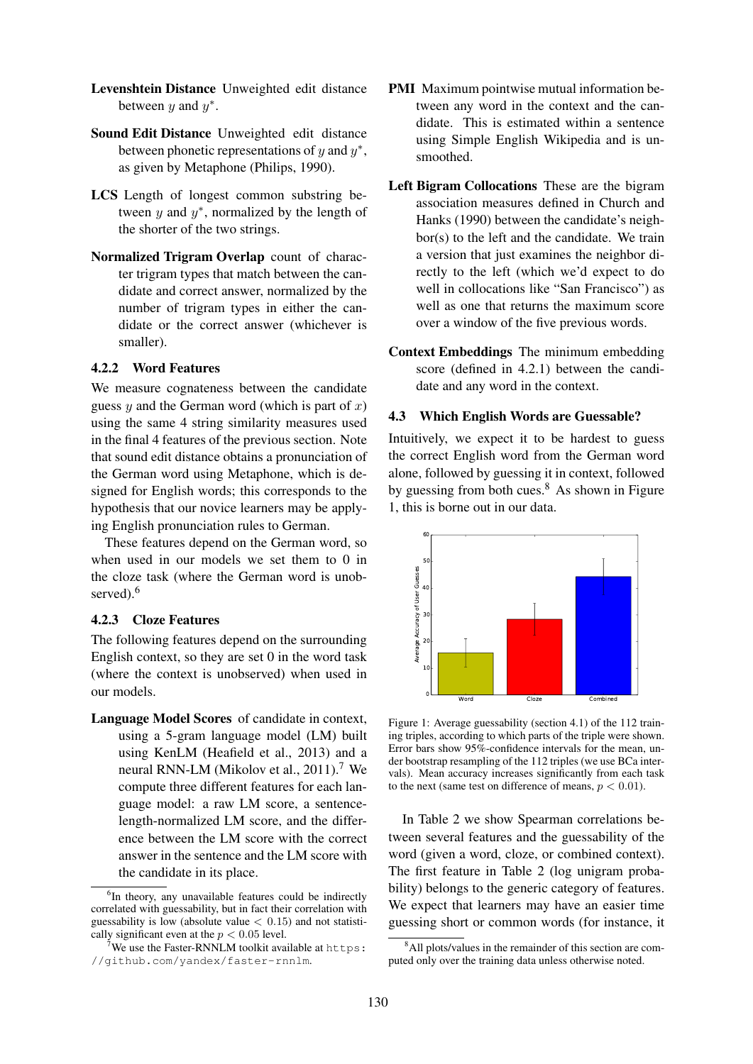**Levenshtein Distance** Unweighted edit distance between $y$ and $y^*$.

**Sound Edit Distance** Unweighted edit distance between phonetic representations of $y$ and $y^*$, as given by Metaphone (Philips, 1990).

**LCS** Length of longest common substring between $y$ and $y^*$, normalized by the length of the shorter of the two strings.

**Normalized Trigram Overlap** count of character trigram types that match between the candidate and correct answer, normalized by the number of trigram types in either the candidate or the correct answer (whichever is smaller).

#### 4.2.2 Word Features

We measure cognateness between the candidate guess $y$ and the German word (which is part of $x$) using the same 4 string similarity measures used in the final 4 features of the previous section. Note that sound edit distance obtains a pronunciation of the German word using Metaphone, which is designed for English words; this corresponds to the hypothesis that our novice learners may be applying English pronunciation rules to German.

These features depend on the German word, so when used in our models we set them to 0 in the cloze task (where the German word is unobserved).[6]

#### 4.2.3 Cloze Features

The following features depend on the surrounding English context, so they are set 0 in the word task (where the context is unobserved) when used in our models.

**Language Model Scores** of candidate in context, using a 5-gram language model (LM) built using KenLM (Heafield et al., 2013) and a neural RNN-LM (Mikolov et al., 2011).[7] We compute three different features for each language model: a raw LM score, a sentence-length-normalized LM score, and the difference between the LM score with the correct answer in the sentence and the LM score with the candidate in its place.

**PMI** Maximum pointwise mutual information between any word in the context and the candidate. This is estimated within a sentence using Simple English Wikipedia and is unsmoothed.

**Left Bigram Collocations** These are the bigram association measures defined in Church and Hanks (1990) between the candidate's neighbor(s) to the left and the candidate. We train a version that just examines the neighbor directly to the left (which we'd expect to do well in collocations like "San Francisco") as well as one that returns the maximum score over a window of the five previous words.

**Context Embeddings** The minimum embedding score (defined in 4.2.1) between the candidate and any word in the context.

### 4.3 Which English Words are Guessable?

Intuitively, we expect it to be hardest to guess the correct English word from the German word alone, followed by guessing it in context, followed by guessing from both cues.[8] As shown in Figure 1, this is borne out in our data.

Figure 1: Average guessability (section 4.1) of the 112 training triples, according to which parts of the triple were shown. Error bars show 95%-confidence intervals for the mean, under bootstrap resampling of the 112 triples (we use BCa intervals). Mean accuracy increases significantly from each task to the next (same test on difference of means, $p < 0.01$).

In Table 2 we show Spearman correlations between several features and the guessability of the word (given a word, cloze, or combined context). The first feature in Table 2 (log unigram probability) belongs to the generic category of features. We expect that learners may have an easier time guessing short or common words (for instance, it

[6] In theory, any unavailable features could be indirectly correlated with guessability, but in fact their correlation with guessability is low (absolute value $< 0.15$) and not statistically significant even at the $p < 0.05$ level.

[7] We use the Faster-RNNLM toolkit available at https://github.com/yandex/faster-rnnlm.

[8] All plots/values in the remainder of this section are computed only over the training data unless otherwise noted.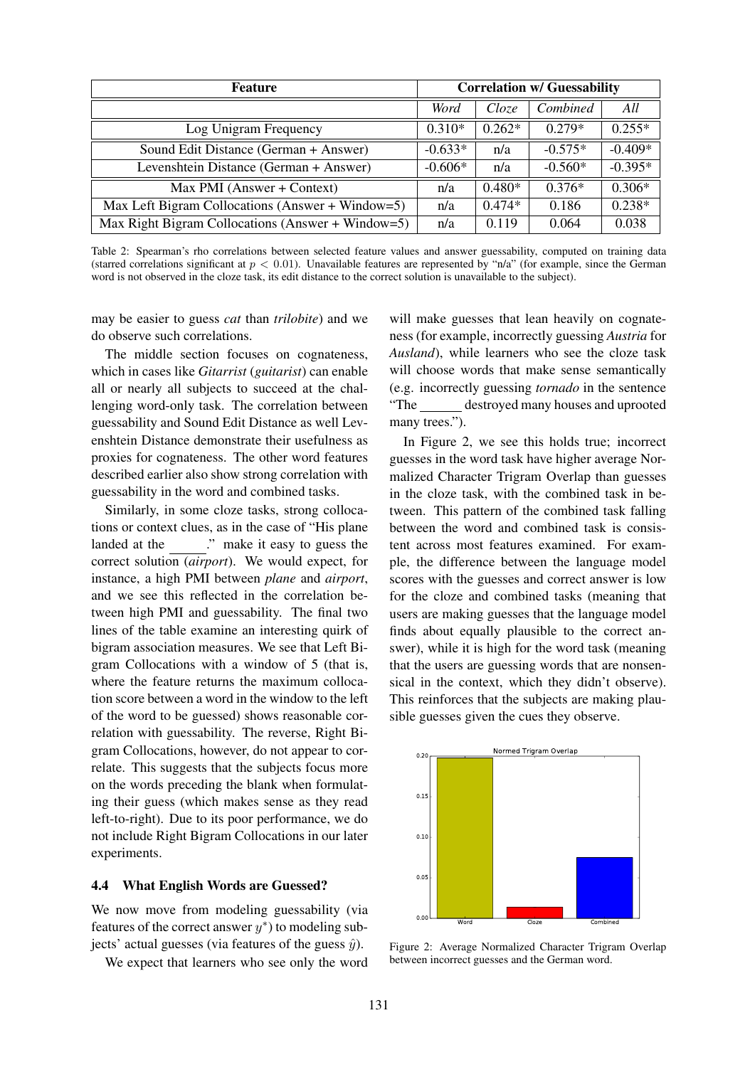| Feature | Correlation w/ Guessability | | | |
|---|---|---|---|---|
| | *Word* | *Cloze* | *Combined* | *All* |
| Log Unigram Frequency | 0.310* | 0.262* | 0.279* | 0.255* |
| Sound Edit Distance (German + Answer) | -0.633* | n/a | -0.575* | -0.409* |
| Levenshtein Distance (German + Answer) | -0.606* | n/a | -0.560* | -0.395* |
| Max PMI (Answer + Context) | n/a | 0.480* | 0.376* | 0.306* |
| Max Left Bigram Collocations (Answer + Window=5) | n/a | 0.474* | 0.186 | 0.238* |
| Max Right Bigram Collocations (Answer + Window=5) | n/a | 0.119 | 0.064 | 0.038 |

Table 2: Spearman's rho correlations between selected feature values and answer guessability, computed on training data (starred correlations significant at $p < 0.01$). Unavailable features are represented by "n/a" (for example, since the German word is not observed in the cloze task, its edit distance to the correct solution is unavailable to the subject).

may be easier to guess *cat* than *trilobite*) and we do observe such correlations.

The middle section focuses on cognateness, which in cases like *Gitarrist* (*guitarist*) can enable all or nearly all subjects to succeed at the challenging word-only task. The correlation between guessability and Sound Edit Distance as well Levenshtein Distance demonstrate their usefulness as proxies for cognateness. The other word features described earlier also show strong correlation with guessability in the word and combined tasks.

Similarly, in some cloze tasks, strong collocations or context clues, as in the case of "His plane landed at the ______." make it easy to guess the correct solution (*airport*). We would expect, for instance, a high PMI between *plane* and *airport*, and we see this reflected in the correlation between high PMI and guessability. The final two lines of the table examine an interesting quirk of bigram association measures. We see that Left Bigram Collocations with a window of 5 (that is, where the feature returns the maximum collocation score between a word in the window to the left of the word to be guessed) shows reasonable correlation with guessability. The reverse, Right Bigram Collocations, however, do not appear to correlate. This suggests that the subjects focus more on the words preceding the blank when formulating their guess (which makes sense as they read left-to-right). Due to its poor performance, we do not include Right Bigram Collocations in our later experiments.

### 4.4 What English Words are Guessed?

We now move from modeling guessability (via features of the correct answer $y^*$) to modeling subjects' actual guesses (via features of the guess $\hat{y}$).

We expect that learners who see only the word will make guesses that lean heavily on cognateness (for example, incorrectly guessing *Austria* for *Ausland*), while learners who see the cloze task will choose words that make sense semantically (e.g. incorrectly guessing *tornado* in the sentence "The ______ destroyed many houses and uprooted many trees.").

In Figure 2, we see this holds true; incorrect guesses in the word task have higher average Normalized Character Trigram Overlap than guesses in the cloze task, with the combined task in between. This pattern of the combined task falling between the word and combined task is consistent across most features examined. For example, the difference between the language model scores with the guesses and correct answer is low for the cloze and combined tasks (meaning that users are making guesses that the language model finds about equally plausible to the correct answer), while it is high for the word task (meaning that the users are guessing words that are nonsensical in the context, which they didn't observe). This reinforces that the subjects are making plausible guesses given the cues they observe.

Figure 2: Average Normalized Character Trigram Overlap between incorrect guesses and the German word.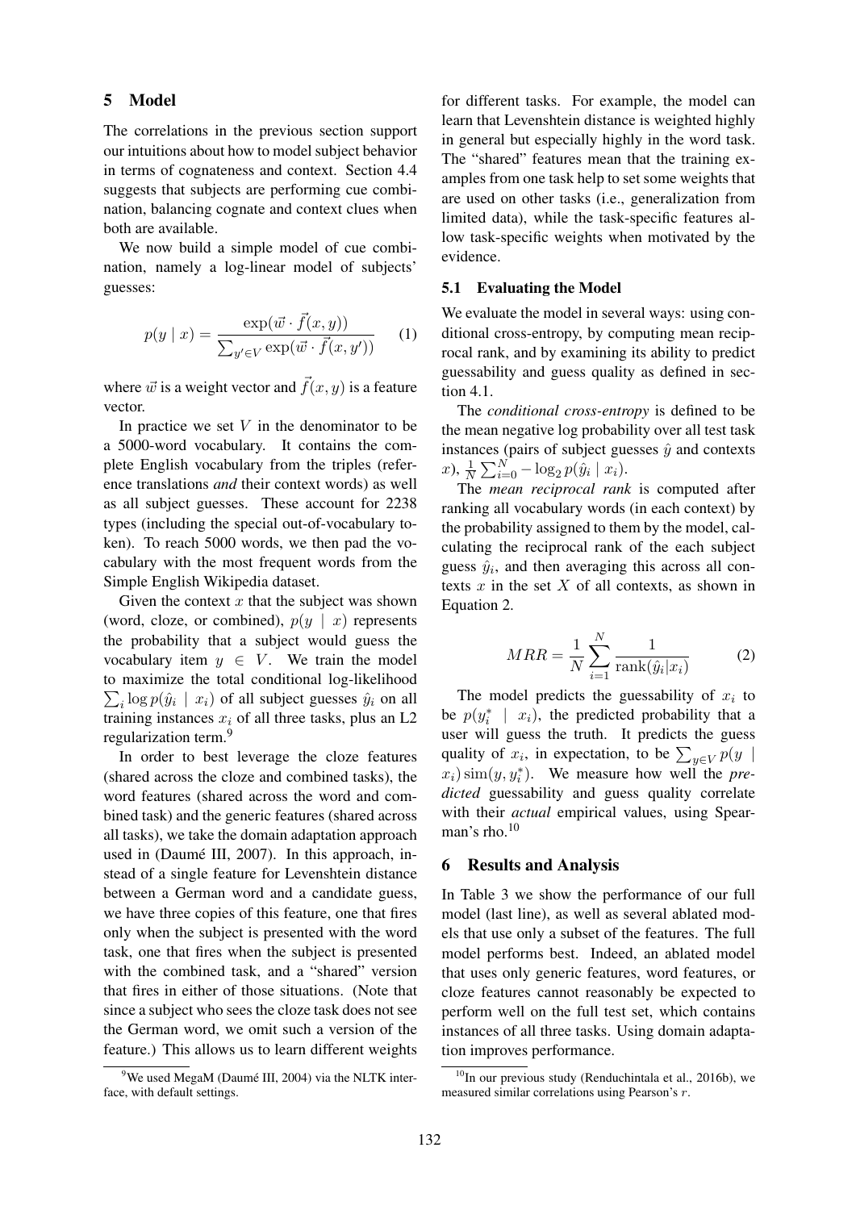## 5 Model

The correlations in the previous section support our intuitions about how to model subject behavior in terms of cognateness and context. Section 4.4 suggests that subjects are performing cue combination, balancing cognate and context clues when both are available.

We now build a simple model of cue combination, namely a log-linear model of subjects' guesses:

$$p(y \mid x) = \frac{\exp(\vec{w} \cdot \vec{f}(x, y))}{\sum_{y' \in V} \exp(\vec{w} \cdot \vec{f}(x, y'))} \quad (1)$$

where $\vec{w}$ is a weight vector and $\vec{f}(x, y)$ is a feature vector.

In practice we set $V$ in the denominator to be a 5000-word vocabulary. It contains the complete English vocabulary from the triples (reference translations *and* their context words) as well as all subject guesses. These account for 2238 types (including the special out-of-vocabulary token). To reach 5000 words, we then pad the vocabulary with the most frequent words from the Simple English Wikipedia dataset.

Given the context $x$ that the subject was shown (word, cloze, or combined), $p(y \mid x)$ represents the probability that a subject would guess the vocabulary item $y \in V$. We train the model to maximize the total conditional log-likelihood $\sum_i \log p(\hat{y}_i \mid x_i)$ of all subject guesses $\hat{y}_i$ on all training instances $x_i$ of all three tasks, plus an L2 regularization term.[9]

In order to best leverage the cloze features (shared across the cloze and combined tasks), the word features (shared across the word and combined task) and the generic features (shared across all tasks), we take the domain adaptation approach used in (Daumé III, 2007). In this approach, instead of a single feature for Levenshtein distance between a German word and a candidate guess, we have three copies of this feature, one that fires only when the subject is presented with the word task, one that fires when the subject is presented with the combined task, and a "shared" version that fires in either of those situations. (Note that since a subject who sees the cloze task does not see the German word, we omit such a version of the feature.) This allows us to learn different weights for different tasks. For example, the model can learn that Levenshtein distance is weighted highly in general but especially highly in the word task. The "shared" features mean that the training examples from one task help to set some weights that are used on other tasks (i.e., generalization from limited data), while the task-specific features allow task-specific weights when motivated by the evidence.

### 5.1 Evaluating the Model

We evaluate the model in several ways: using conditional cross-entropy, by computing mean reciprocal rank, and by examining its ability to predict guessability and guess quality as defined in section 4.1.

The *conditional cross-entropy* is defined to be the mean negative log probability over all test task instances (pairs of subject guesses $\hat{y}$ and contexts $x$), $\frac{1}{N} \sum_{i=0}^{N} - \log_2 p(\hat{y}_i \mid x_i)$.

The *mean reciprocal rank* is computed after ranking all vocabulary words (in each context) by the probability assigned to them by the model, calculating the reciprocal rank of the each subject guess $\hat{y}_i$, and then averaging this across all contexts $x$ in the set $X$ of all contexts, as shown in Equation 2.

$$MRR = \frac{1}{N} \sum_{i=1}^{N} \frac{1}{\text{rank}(\hat{y}_i | x_i)} \quad (2)$$

The model predicts the guessability of $x_i$ to be $p(y_i^* \mid x_i)$, the predicted probability that a user will guess the truth. It predicts the guess quality of $x_i$, in expectation, to be $\sum_{y \in V} p(y \mid x_i) \, \text{sim}(y, y_i^*)$. We measure how well the *predicted* guessability and guess quality correlate with their *actual* empirical values, using Spearman's rho.[10]

## 6 Results and Analysis

In Table 3 we show the performance of our full model (last line), as well as several ablated models that use only a subset of the features. The full model performs best. Indeed, an ablated model that uses only generic features, word features, or cloze features cannot reasonably be expected to perform well on the full test set, which contains instances of all three tasks. Using domain adaptation improves performance.

[9] We used MegaM (Daumé III, 2004) via the NLTK interface, with default settings.

[10] In our previous study (Renduchintala et al., 2016b), we measured similar correlations using Pearson's $r$.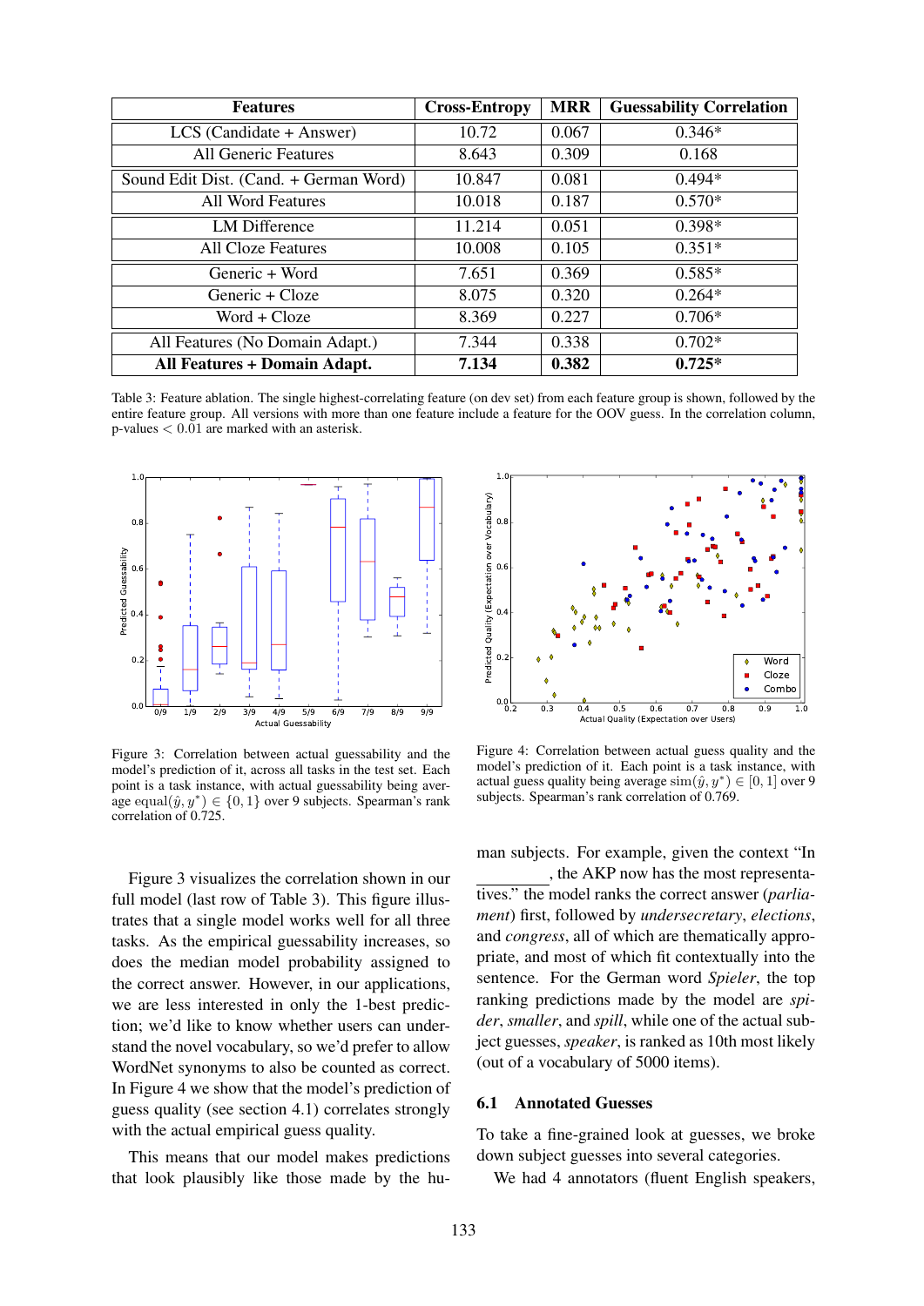| Features | Cross-Entropy | MRR | Guessability Correlation |
|---|---|---|---|
| LCS (Candidate + Answer) | 10.72 | 0.067 | 0.346* |
| All Generic Features | 8.643 | 0.309 | 0.168 |
| Sound Edit Dist. (Cand. + German Word) | 10.847 | 0.081 | 0.494* |
| All Word Features | 10.018 | 0.187 | 0.570* |
| LM Difference | 11.214 | 0.051 | 0.398* |
| All Cloze Features | 10.008 | 0.105 | 0.351* |
| Generic + Word | 7.651 | 0.369 | 0.585* |
| Generic + Cloze | 8.075 | 0.320 | 0.264* |
| Word + Cloze | 8.369 | 0.227 | 0.706* |
| All Features (No Domain Adapt.) | 7.344 | 0.338 | 0.702* |
| **All Features + Domain Adapt.** | **7.134** | **0.382** | **0.725*** |

Table 3: Feature ablation. The single highest-correlating feature (on dev set) from each feature group is shown, followed by the entire feature group. All versions with more than one feature include a feature for the OOV guess. In the correlation column, p-values $< 0.01$ are marked with an asterisk.

Figure 3: Correlation between actual guessability and the model's prediction of it, across all tasks in the test set. Each point is a task instance, with actual guessability being average equal$(\hat{y}, y^*) \in \{0, 1\}$ over 9 subjects. Spearman's rank correlation of 0.725.

Figure 4: Correlation between actual guess quality and the model's prediction of it. Each point is a task instance, with actual guess quality being average $\text{sim}(\hat{y}, y^*) \in [0, 1]$ over 9 subjects. Spearman's rank correlation of 0.769.

Figure 3 visualizes the correlation shown in our full model (last row of Table 3). This figure illustrates that a single model works well for all three tasks. As the empirical guessability increases, so does the median model probability assigned to the correct answer. However, in our applications, we are less interested in only the 1-best prediction; we'd like to know whether users can understand the novel vocabulary, so we'd prefer to allow WordNet synonyms to also be counted as correct. In Figure 4 we show that the model's prediction of guess quality (see section 4.1) correlates strongly with the actual empirical guess quality.

This means that our model makes predictions that look plausibly like those made by the human subjects. For example, given the context "In \_\_\_\_\_\_\_\_\_, the AKP now has the most representatives." the model ranks the correct answer (*parliament*) first, followed by *undersecretary*, *elections*, and *congress*, all of which are thematically appropriate, and most of which fit contextually into the sentence. For the German word *Spieler*, the top ranking predictions made by the model are *spider*, *smaller*, and *spill*, while one of the actual subject guesses, *speaker*, is ranked as 10th most likely (out of a vocabulary of 5000 items).

### 6.1 Annotated Guesses

To take a fine-grained look at guesses, we broke down subject guesses into several categories.

We had 4 annotators (fluent English speakers,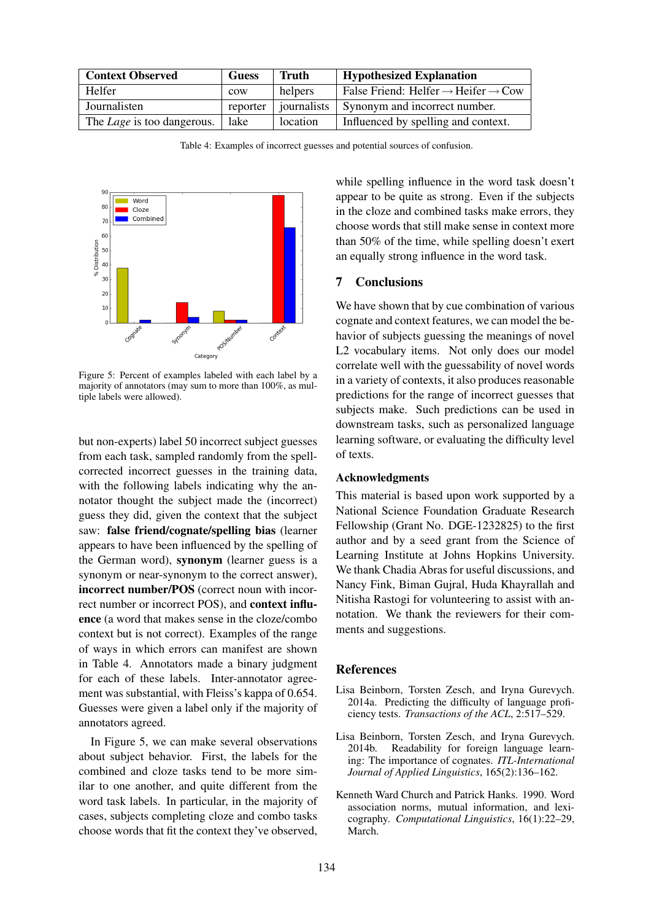| Context Observed | Guess | Truth | Hypothesized Explanation |
|---|---|---|---|
| Helfer | cow | helpers | False Friend: Helfer → Heifer → Cow |
| Journalisten | reporter | journalists | Synonym and incorrect number. |
| The *Lage* is too dangerous. | lake | location | Influenced by spelling and context. |

Table 4: Examples of incorrect guesses and potential sources of confusion.

Figure 5: Percent of examples labeled with each label by a majority of annotators (may sum to more than 100%, as multiple labels were allowed).

but non-experts) label 50 incorrect subject guesses from each task, sampled randomly from the spell-corrected incorrect guesses in the training data, with the following labels indicating why the annotator thought the subject made the (incorrect) guess they did, given the context that the subject saw: **false friend/cognate/spelling bias** (learner appears to have been influenced by the spelling of the German word), **synonym** (learner guess is a synonym or near-synonym to the correct answer), **incorrect number/POS** (correct noun with incorrect number or incorrect POS), and **context influence** (a word that makes sense in the cloze/combo context but is not correct). Examples of the range of ways in which errors can manifest are shown in Table 4. Annotators made a binary judgment for each of these labels. Inter-annotator agreement was substantial, with Fleiss's kappa of 0.654. Guesses were given a label only if the majority of annotators agreed.

In Figure 5, we can make several observations about subject behavior. First, the labels for the combined and cloze tasks tend to be more similar to one another, and quite different from the word task labels. In particular, in the majority of cases, subjects completing cloze and combo tasks choose words that fit the context they've observed, while spelling influence in the word task doesn't appear to be quite as strong. Even if the subjects in the cloze and combined tasks make errors, they choose words that still make sense in context more than 50% of the time, while spelling doesn't exert an equally strong influence in the word task.

## 7 Conclusions

We have shown that by cue combination of various cognate and context features, we can model the behavior of subjects guessing the meanings of novel L2 vocabulary items. Not only does our model correlate well with the guessability of novel words in a variety of contexts, it also produces reasonable predictions for the range of incorrect guesses that subjects make. Such predictions can be used in downstream tasks, such as personalized language learning software, or evaluating the difficulty level of texts.

### Acknowledgments

This material is based upon work supported by a National Science Foundation Graduate Research Fellowship (Grant No. DGE-1232825) to the first author and by a seed grant from the Science of Learning Institute at Johns Hopkins University. We thank Chadia Abras for useful discussions, and Nancy Fink, Biman Gujral, Huda Khayrallah and Nitisha Rastogi for volunteering to assist with annotation. We thank the reviewers for their comments and suggestions.

## References

Lisa Beinborn, Torsten Zesch, and Iryna Gurevych. 2014a. Predicting the difficulty of language proficiency tests. *Transactions of the ACL*, 2:517–529.

Lisa Beinborn, Torsten Zesch, and Iryna Gurevych. 2014b. Readability for foreign language learning: The importance of cognates. *ITL-International Journal of Applied Linguistics*, 165(2):136–162.

Kenneth Ward Church and Patrick Hanks. 1990. Word association norms, mutual information, and lexicography. *Computational Linguistics*, 16(1):22–29, March.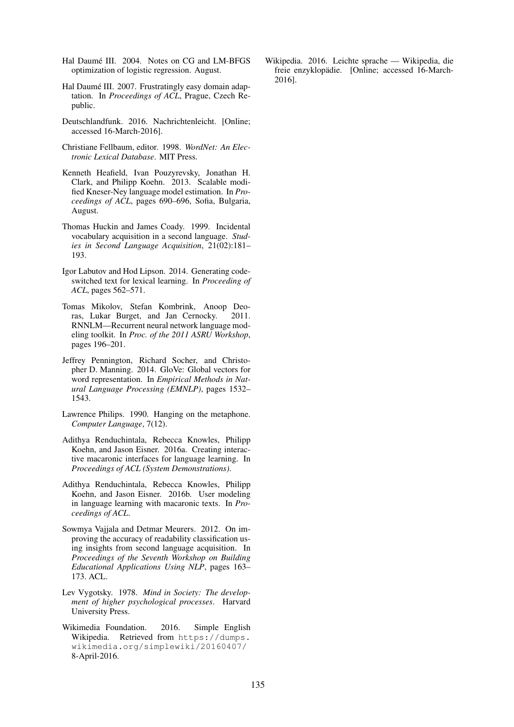Hal Daumé III. 2004. Notes on CG and LM-BFGS optimization of logistic regression. August.

Hal Daumé III. 2007. Frustratingly easy domain adaptation. In *Proceedings of ACL*, Prague, Czech Republic.

Deutschlandfunk. 2016. Nachrichtenleicht. [Online; accessed 16-March-2016].

Christiane Fellbaum, editor. 1998. *WordNet: An Electronic Lexical Database*. MIT Press.

Kenneth Heafield, Ivan Pouzyrevsky, Jonathan H. Clark, and Philipp Koehn. 2013. Scalable modified Kneser-Ney language model estimation. In *Proceedings of ACL*, pages 690–696, Sofia, Bulgaria, August.

Thomas Huckin and James Coady. 1999. Incidental vocabulary acquisition in a second language. *Studies in Second Language Acquisition*, 21(02):181–193.

Igor Labutov and Hod Lipson. 2014. Generating code-switched text for lexical learning. In *Proceeding of ACL*, pages 562–571.

Tomas Mikolov, Stefan Kombrink, Anoop Deoras, Lukar Burget, and Jan Cernocky. 2011. RNNLM—Recurrent neural network language modeling toolkit. In *Proc. of the 2011 ASRU Workshop*, pages 196–201.

Jeffrey Pennington, Richard Socher, and Christopher D. Manning. 2014. GloVe: Global vectors for word representation. In *Empirical Methods in Natural Language Processing (EMNLP)*, pages 1532–1543.

Lawrence Philips. 1990. Hanging on the metaphone. *Computer Language*, 7(12).

Adithya Renduchintala, Rebecca Knowles, Philipp Koehn, and Jason Eisner. 2016a. Creating interactive macaronic interfaces for language learning. In *Proceedings of ACL (System Demonstrations)*.

Adithya Renduchintala, Rebecca Knowles, Philipp Koehn, and Jason Eisner. 2016b. User modeling in language learning with macaronic texts. In *Proceedings of ACL*.

Sowmya Vajjala and Detmar Meurers. 2012. On improving the accuracy of readability classification using insights from second language acquisition. In *Proceedings of the Seventh Workshop on Building Educational Applications Using NLP*, pages 163–173. ACL.

Lev Vygotsky. 1978. *Mind in Society: The development of higher psychological processes*. Harvard University Press.

Wikimedia Foundation. 2016. Simple English Wikipedia. Retrieved from `https://dumps.wikimedia.org/simplewiki/20160407/` 8-April-2016.

Wikipedia. 2016. Leichte sprache — Wikipedia, die freie enzyklopädie. [Online; accessed 16-March-2016].